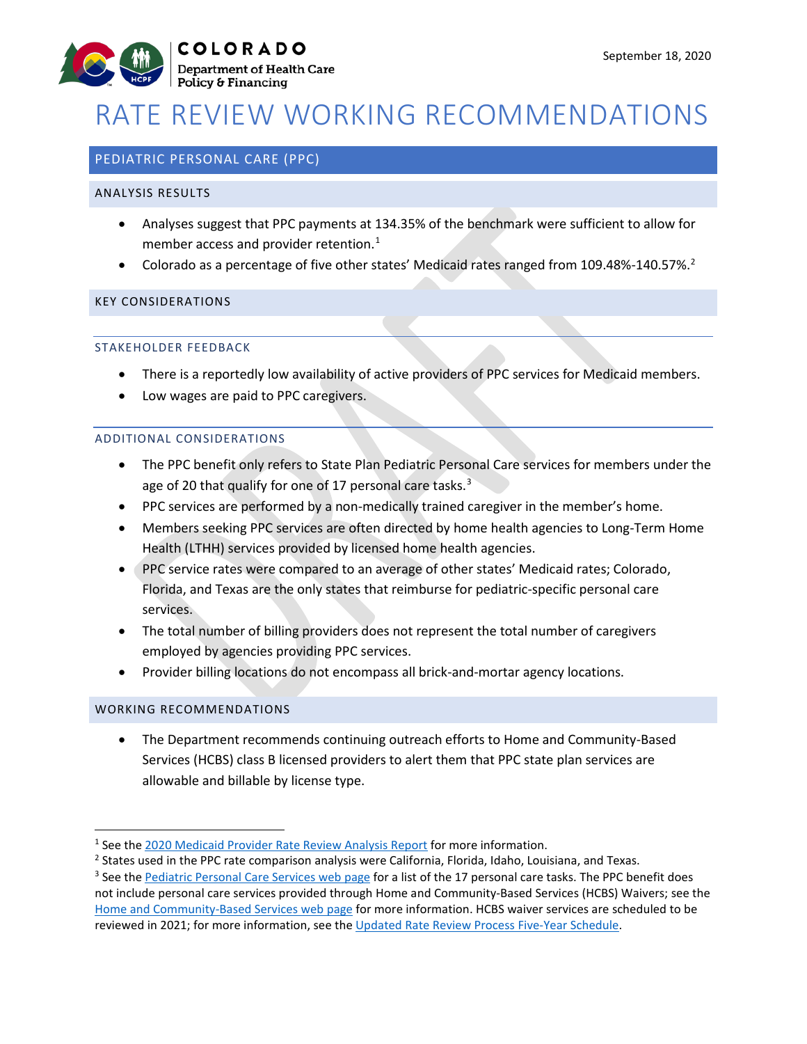COLORADO
Department of Health Care Policy & Financing

September 18, 2020

# RATE REVIEW WORKING RECOMMENDATIONS

## PEDIATRIC PERSONAL CARE (PPC)

### ANALYSIS RESULTS

- Analyses suggest that PPC payments at 134.35% of the benchmark were sufficient to allow for member access and provider retention.[1]
- Colorado as a percentage of five other states' Medicaid rates ranged from 109.48%-140.57%.[2]

### KEY CONSIDERATIONS

#### STAKEHOLDER FEEDBACK

- There is a reportedly low availability of active providers of PPC services for Medicaid members.
- Low wages are paid to PPC caregivers.

#### ADDITIONAL CONSIDERATIONS

- The PPC benefit only refers to State Plan Pediatric Personal Care services for members under the age of 20 that qualify for one of 17 personal care tasks.[3]
- PPC services are performed by a non-medically trained caregiver in the member's home.
- Members seeking PPC services are often directed by home health agencies to Long-Term Home Health (LTHH) services provided by licensed home health agencies.
- PPC service rates were compared to an average of other states' Medicaid rates; Colorado, Florida, and Texas are the only states that reimburse for pediatric-specific personal care services.
- The total number of billing providers does not represent the total number of caregivers employed by agencies providing PPC services.
- Provider billing locations do not encompass all brick-and-mortar agency locations.

### WORKING RECOMMENDATIONS

- The Department recommends continuing outreach efforts to Home and Community-Based Services (HCBS) class B licensed providers to alert them that PPC state plan services are allowable and billable by license type.

---

[1] See the 2020 Medicaid Provider Rate Review Analysis Report for more information.

[2] States used in the PPC rate comparison analysis were California, Florida, Idaho, Louisiana, and Texas.

[3] See the Pediatric Personal Care Services web page for a list of the 17 personal care tasks. The PPC benefit does not include personal care services provided through Home and Community-Based Services (HCBS) Waivers; see the Home and Community-Based Services web page for more information. HCBS waiver services are scheduled to be reviewed in 2021; for more information, see the Updated Rate Review Process Five-Year Schedule.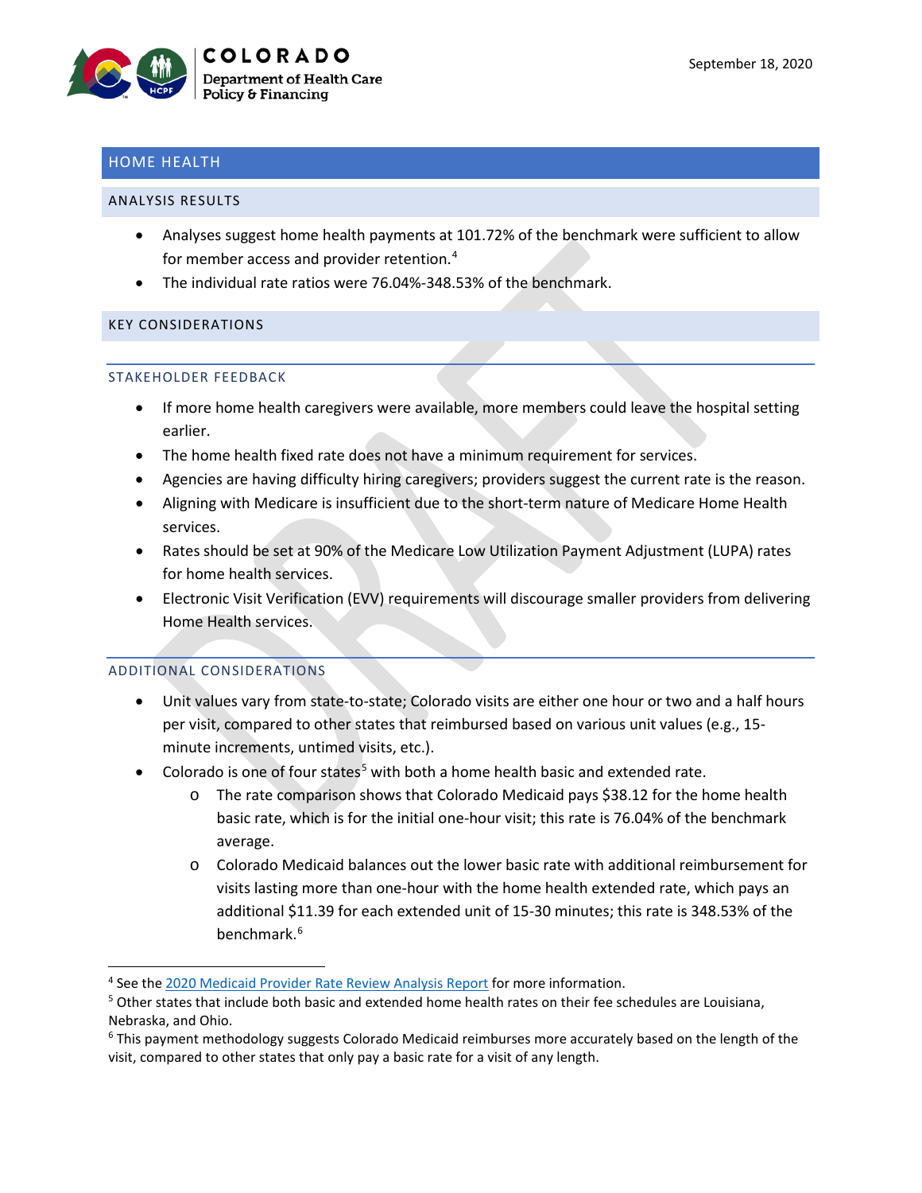## HOME HEALTH

### ANALYSIS RESULTS

- Analyses suggest home health payments at 101.72% of the benchmark were sufficient to allow for member access and provider retention.[4]
- The individual rate ratios were 76.04%-348.53% of the benchmark.

### KEY CONSIDERATIONS

#### STAKEHOLDER FEEDBACK

- If more home health caregivers were available, more members could leave the hospital setting earlier.
- The home health fixed rate does not have a minimum requirement for services.
- Agencies are having difficulty hiring caregivers; providers suggest the current rate is the reason.
- Aligning with Medicare is insufficient due to the short-term nature of Medicare Home Health services.
- Rates should be set at 90% of the Medicare Low Utilization Payment Adjustment (LUPA) rates for home health services.
- Electronic Visit Verification (EVV) requirements will discourage smaller providers from delivering Home Health services.

#### ADDITIONAL CONSIDERATIONS

- Unit values vary from state-to-state; Colorado visits are either one hour or two and a half hours per visit, compared to other states that reimbursed based on various unit values (e.g., 15-minute increments, untimed visits, etc.).
- Colorado is one of four states[5] with both a home health basic and extended rate.
  - The rate comparison shows that Colorado Medicaid pays $38.12 for the home health basic rate, which is for the initial one-hour visit; this rate is 76.04% of the benchmark average.
  - Colorado Medicaid balances out the lower basic rate with additional reimbursement for visits lasting more than one-hour with the home health extended rate, which pays an additional $11.39 for each extended unit of 15-30 minutes; this rate is 348.53% of the benchmark.[6]

---

[4] See the 2020 Medicaid Provider Rate Review Analysis Report for more information.

[5] Other states that include both basic and extended home health rates on their fee schedules are Louisiana, Nebraska, and Ohio.

[6] This payment methodology suggests Colorado Medicaid reimburses more accurately based on the length of the visit, compared to other states that only pay a basic rate for a visit of any length.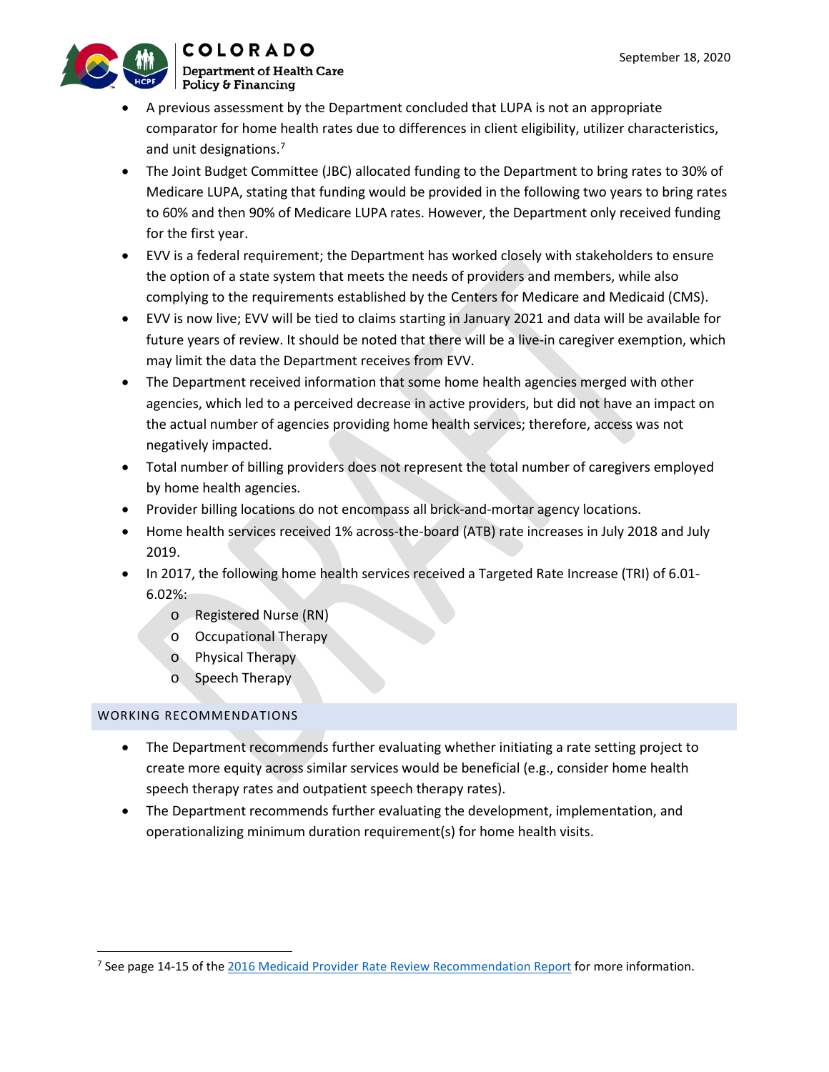- A previous assessment by the Department concluded that LUPA is not an appropriate comparator for home health rates due to differences in client eligibility, utilizer characteristics, and unit designations.[7]
- The Joint Budget Committee (JBC) allocated funding to the Department to bring rates to 30% of Medicare LUPA, stating that funding would be provided in the following two years to bring rates to 60% and then 90% of Medicare LUPA rates. However, the Department only received funding for the first year.
- EVV is a federal requirement; the Department has worked closely with stakeholders to ensure the option of a state system that meets the needs of providers and members, while also complying to the requirements established by the Centers for Medicare and Medicaid (CMS).
- EVV is now live; EVV will be tied to claims starting in January 2021 and data will be available for future years of review. It should be noted that there will be a live-in caregiver exemption, which may limit the data the Department receives from EVV.
- The Department received information that some home health agencies merged with other agencies, which led to a perceived decrease in active providers, but did not have an impact on the actual number of agencies providing home health services; therefore, access was not negatively impacted.
- Total number of billing providers does not represent the total number of caregivers employed by home health agencies.
- Provider billing locations do not encompass all brick-and-mortar agency locations.
- Home health services received 1% across-the-board (ATB) rate increases in July 2018 and July 2019.
- In 2017, the following home health services received a Targeted Rate Increase (TRI) of 6.01-6.02%:
  - Registered Nurse (RN)
  - Occupational Therapy
  - Physical Therapy
  - Speech Therapy

## WORKING RECOMMENDATIONS

- The Department recommends further evaluating whether initiating a rate setting project to create more equity across similar services would be beneficial (e.g., consider home health speech therapy rates and outpatient speech therapy rates).
- The Department recommends further evaluating the development, implementation, and operationalizing minimum duration requirement(s) for home health visits.

[7] See page 14-15 of the 2016 Medicaid Provider Rate Review Recommendation Report for more information.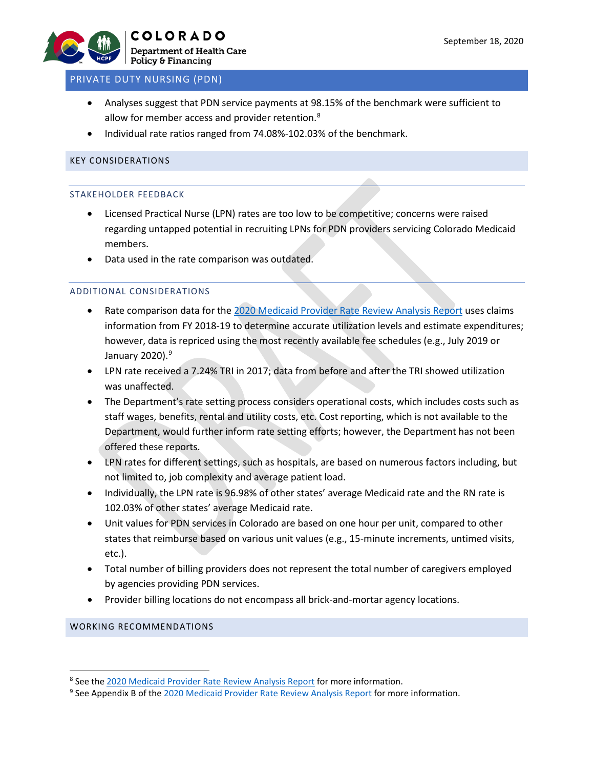## PRIVATE DUTY NURSING (PDN)

- Analyses suggest that PDN service payments at 98.15% of the benchmark were sufficient to allow for member access and provider retention.[8]
- Individual rate ratios ranged from 74.08%-102.03% of the benchmark.

## KEY CONSIDERATIONS

### STAKEHOLDER FEEDBACK

- Licensed Practical Nurse (LPN) rates are too low to be competitive; concerns were raised regarding untapped potential in recruiting LPNs for PDN providers servicing Colorado Medicaid members.
- Data used in the rate comparison was outdated.

### ADDITIONAL CONSIDERATIONS

- Rate comparison data for the 2020 Medicaid Provider Rate Review Analysis Report uses claims information from FY 2018-19 to determine accurate utilization levels and estimate expenditures; however, data is repriced using the most recently available fee schedules (e.g., July 2019 or January 2020).[9]
- LPN rate received a 7.24% TRI in 2017; data from before and after the TRI showed utilization was unaffected.
- The Department's rate setting process considers operational costs, which includes costs such as staff wages, benefits, rental and utility costs, etc. Cost reporting, which is not available to the Department, would further inform rate setting efforts; however, the Department has not been offered these reports.
- LPN rates for different settings, such as hospitals, are based on numerous factors including, but not limited to, job complexity and average patient load.
- Individually, the LPN rate is 96.98% of other states' average Medicaid rate and the RN rate is 102.03% of other states' average Medicaid rate.
- Unit values for PDN services in Colorado are based on one hour per unit, compared to other states that reimburse based on various unit values (e.g., 15-minute increments, untimed visits, etc.).
- Total number of billing providers does not represent the total number of caregivers employed by agencies providing PDN services.
- Provider billing locations do not encompass all brick-and-mortar agency locations.

## WORKING RECOMMENDATIONS

---

[8] See the 2020 Medicaid Provider Rate Review Analysis Report for more information.

[9] See Appendix B of the 2020 Medicaid Provider Rate Review Analysis Report for more information.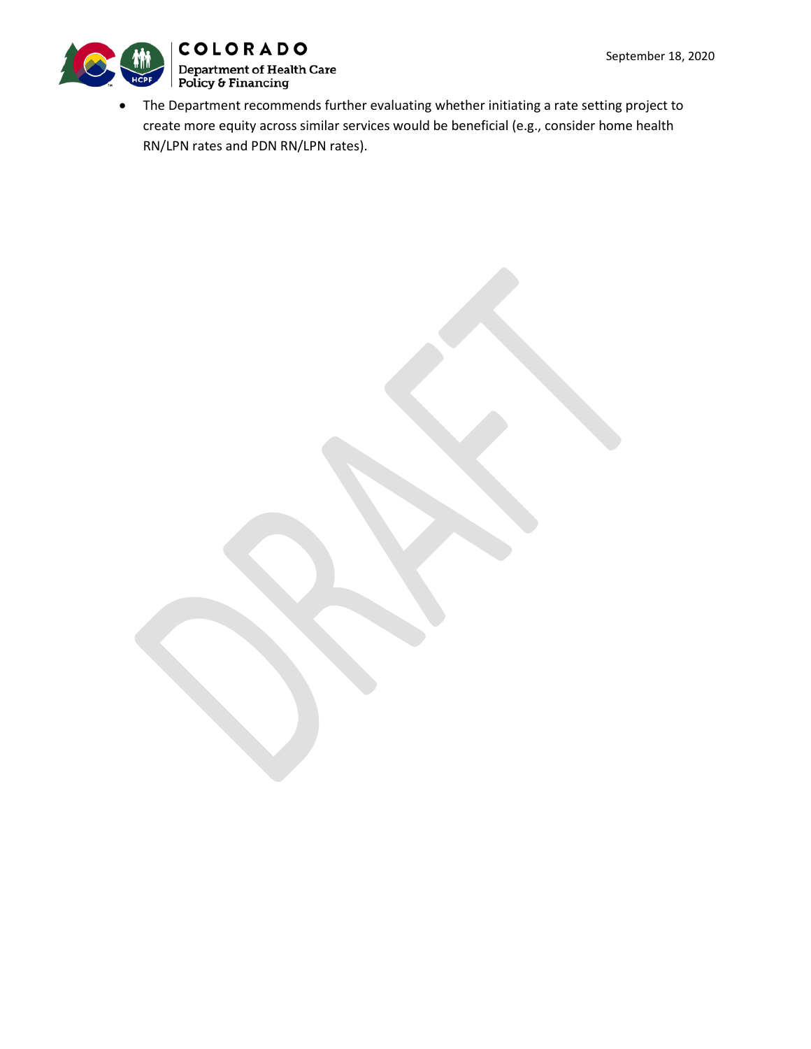- The Department recommends further evaluating whether initiating a rate setting project to create more equity across similar services would be beneficial (e.g., consider home health RN/LPN rates and PDN RN/LPN rates).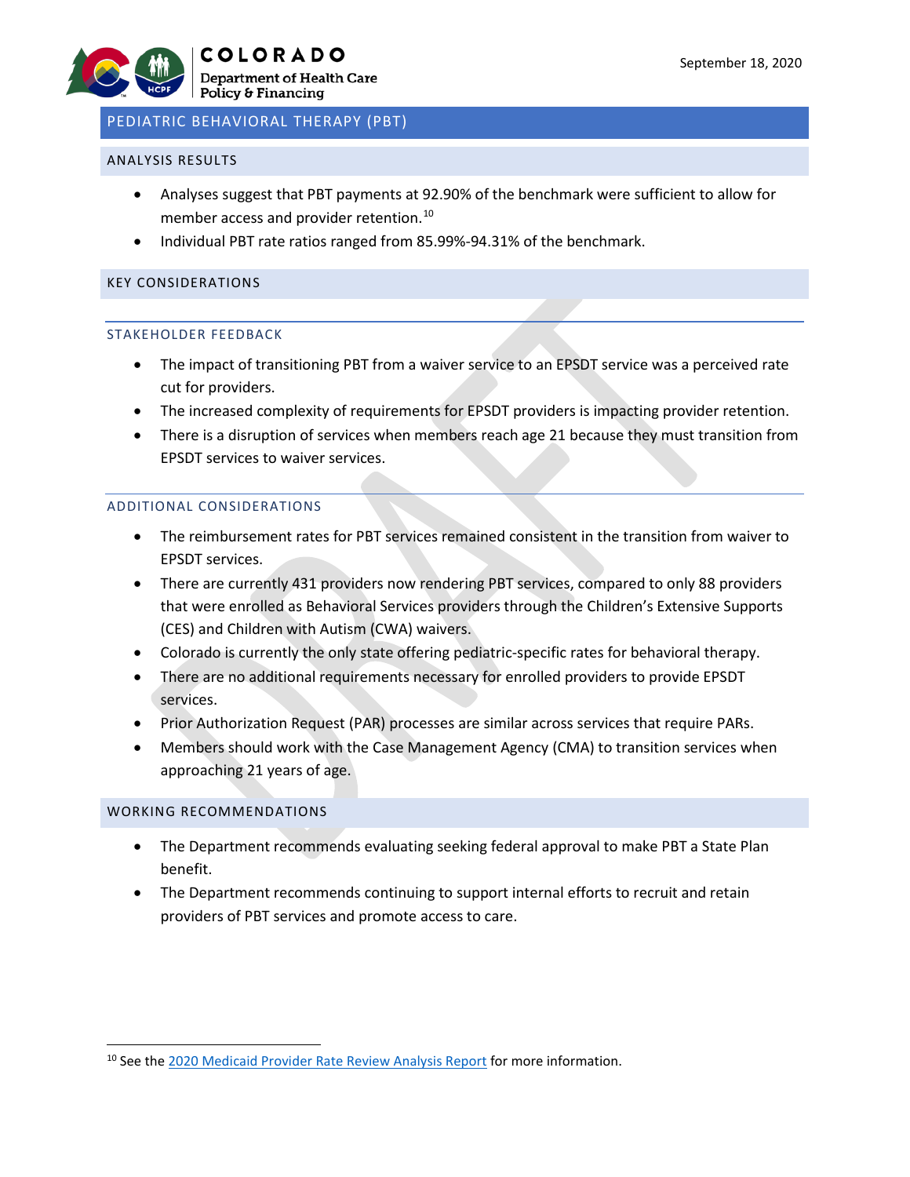## PEDIATRIC BEHAVIORAL THERAPY (PBT)

### ANALYSIS RESULTS

- Analyses suggest that PBT payments at 92.90% of the benchmark were sufficient to allow for member access and provider retention.[10]
- Individual PBT rate ratios ranged from 85.99%-94.31% of the benchmark.

### KEY CONSIDERATIONS

#### STAKEHOLDER FEEDBACK

- The impact of transitioning PBT from a waiver service to an EPSDT service was a perceived rate cut for providers.
- The increased complexity of requirements for EPSDT providers is impacting provider retention.
- There is a disruption of services when members reach age 21 because they must transition from EPSDT services to waiver services.

#### ADDITIONAL CONSIDERATIONS

- The reimbursement rates for PBT services remained consistent in the transition from waiver to EPSDT services.
- There are currently 431 providers now rendering PBT services, compared to only 88 providers that were enrolled as Behavioral Services providers through the Children's Extensive Supports (CES) and Children with Autism (CWA) waivers.
- Colorado is currently the only state offering pediatric-specific rates for behavioral therapy.
- There are no additional requirements necessary for enrolled providers to provide EPSDT services.
- Prior Authorization Request (PAR) processes are similar across services that require PARs.
- Members should work with the Case Management Agency (CMA) to transition services when approaching 21 years of age.

### WORKING RECOMMENDATIONS

- The Department recommends evaluating seeking federal approval to make PBT a State Plan benefit.
- The Department recommends continuing to support internal efforts to recruit and retain providers of PBT services and promote access to care.

---

[10] See the 2020 Medicaid Provider Rate Review Analysis Report for more information.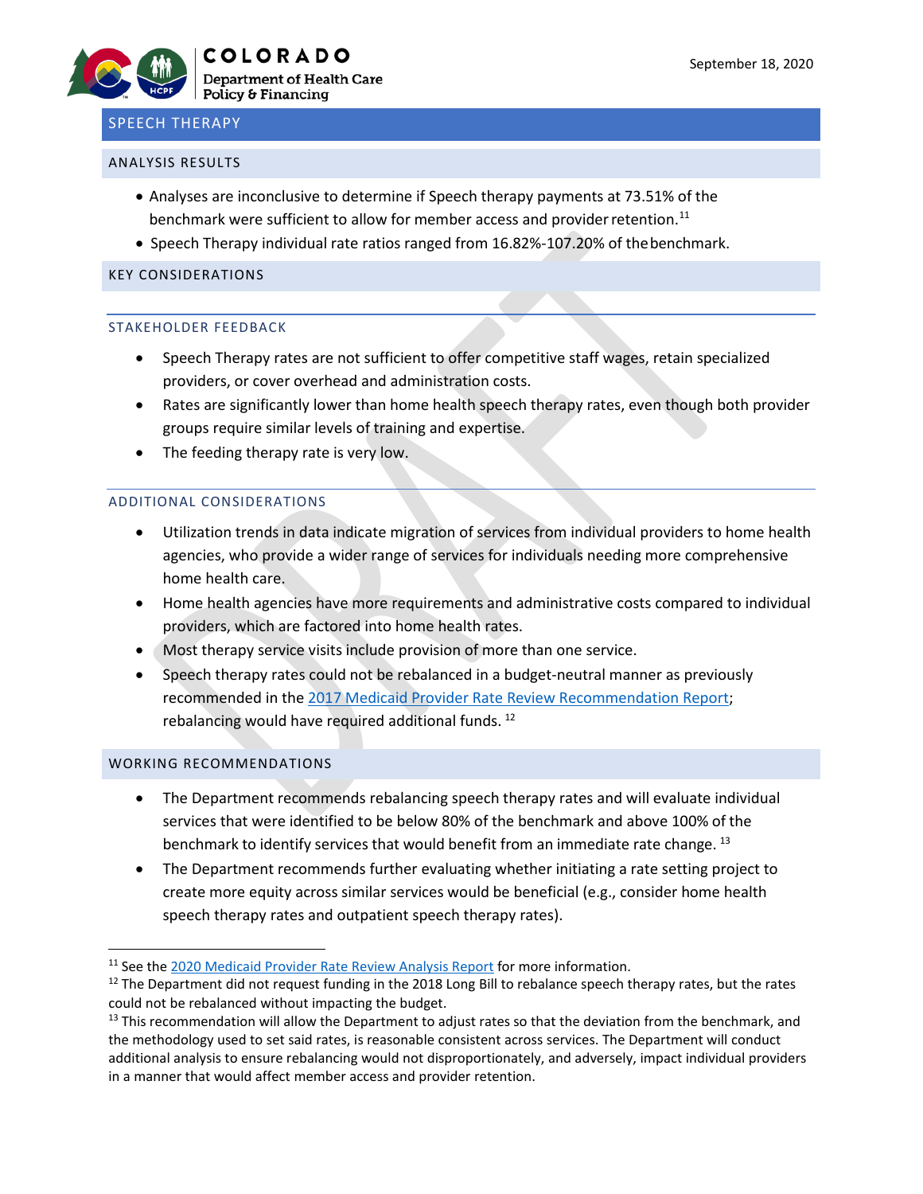## SPEECH THERAPY

### ANALYSIS RESULTS

- Analyses are inconclusive to determine if Speech therapy payments at 73.51% of the benchmark were sufficient to allow for member access and provider retention.[11]
- Speech Therapy individual rate ratios ranged from 16.82%-107.20% of the benchmark.

### KEY CONSIDERATIONS

#### STAKEHOLDER FEEDBACK

- Speech Therapy rates are not sufficient to offer competitive staff wages, retain specialized providers, or cover overhead and administration costs.
- Rates are significantly lower than home health speech therapy rates, even though both provider groups require similar levels of training and expertise.
- The feeding therapy rate is very low.

#### ADDITIONAL CONSIDERATIONS

- Utilization trends in data indicate migration of services from individual providers to home health agencies, who provide a wider range of services for individuals needing more comprehensive home health care.
- Home health agencies have more requirements and administrative costs compared to individual providers, which are factored into home health rates.
- Most therapy service visits include provision of more than one service.
- Speech therapy rates could not be rebalanced in a budget-neutral manner as previously recommended in the 2017 Medicaid Provider Rate Review Recommendation Report; rebalancing would have required additional funds.[12]

### WORKING RECOMMENDATIONS

- The Department recommends rebalancing speech therapy rates and will evaluate individual services that were identified to be below 80% of the benchmark and above 100% of the benchmark to identify services that would benefit from an immediate rate change.[13]
- The Department recommends further evaluating whether initiating a rate setting project to create more equity across similar services would be beneficial (e.g., consider home health speech therapy rates and outpatient speech therapy rates).

---

[11] See the 2020 Medicaid Provider Rate Review Analysis Report for more information.

[12] The Department did not request funding in the 2018 Long Bill to rebalance speech therapy rates, but the rates could not be rebalanced without impacting the budget.

[13] This recommendation will allow the Department to adjust rates so that the deviation from the benchmark, and the methodology used to set said rates, is reasonable consistent across services. The Department will conduct additional analysis to ensure rebalancing would not disproportionately, and adversely, impact individual providers in a manner that would affect member access and provider retention.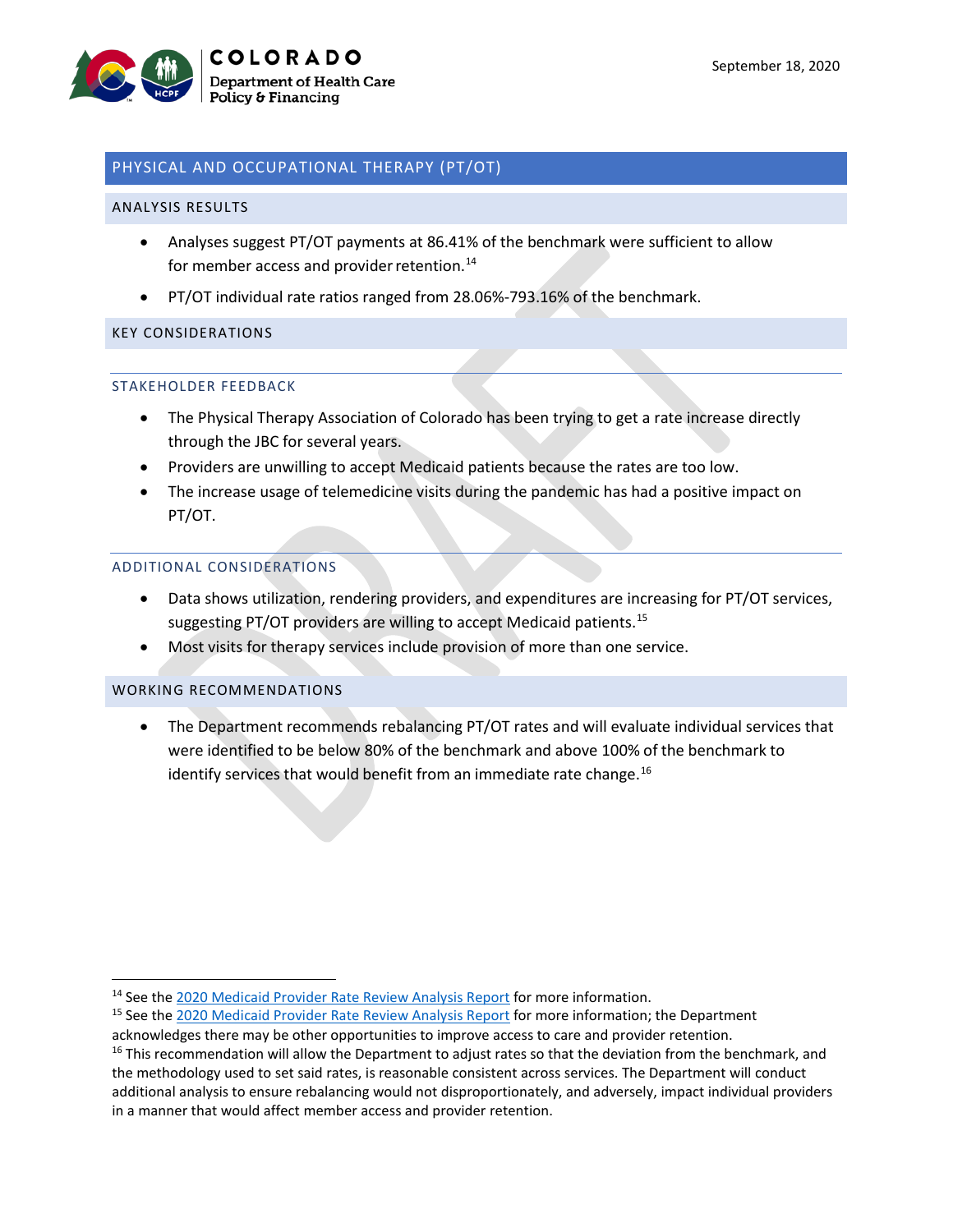## PHYSICAL AND OCCUPATIONAL THERAPY (PT/OT)

### ANALYSIS RESULTS

- Analyses suggest PT/OT payments at 86.41% of the benchmark were sufficient to allow for member access and provider retention.[14]
- PT/OT individual rate ratios ranged from 28.06%-793.16% of the benchmark.

### KEY CONSIDERATIONS

#### STAKEHOLDER FEEDBACK

- The Physical Therapy Association of Colorado has been trying to get a rate increase directly through the JBC for several years.
- Providers are unwilling to accept Medicaid patients because the rates are too low.
- The increase usage of telemedicine visits during the pandemic has had a positive impact on PT/OT.

#### ADDITIONAL CONSIDERATIONS

- Data shows utilization, rendering providers, and expenditures are increasing for PT/OT services, suggesting PT/OT providers are willing to accept Medicaid patients.[15]
- Most visits for therapy services include provision of more than one service.

### WORKING RECOMMENDATIONS

- The Department recommends rebalancing PT/OT rates and will evaluate individual services that were identified to be below 80% of the benchmark and above 100% of the benchmark to identify services that would benefit from an immediate rate change.[16]

---

[14] See the 2020 Medicaid Provider Rate Review Analysis Report for more information.

[15] See the 2020 Medicaid Provider Rate Review Analysis Report for more information; the Department acknowledges there may be other opportunities to improve access to care and provider retention.

[16] This recommendation will allow the Department to adjust rates so that the deviation from the benchmark, and the methodology used to set said rates, is reasonable consistent across services. The Department will conduct additional analysis to ensure rebalancing would not disproportionately, and adversely, impact individual providers in a manner that would affect member access and provider retention.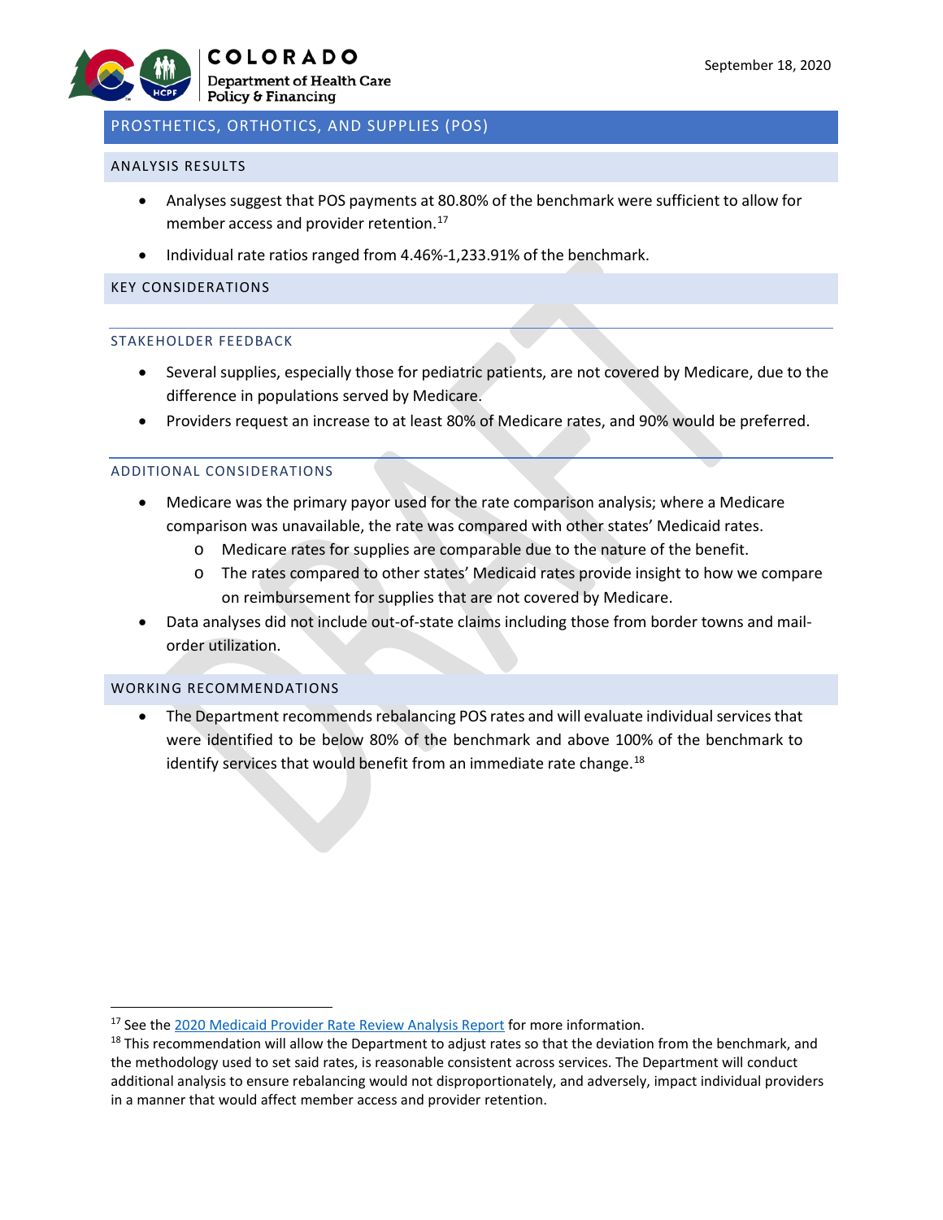## PROSTHETICS, ORTHOTICS, AND SUPPLIES (POS)

### ANALYSIS RESULTS

- Analyses suggest that POS payments at 80.80% of the benchmark were sufficient to allow for member access and provider retention.[17]
- Individual rate ratios ranged from 4.46%-1,233.91% of the benchmark.

### KEY CONSIDERATIONS

#### STAKEHOLDER FEEDBACK

- Several supplies, especially those for pediatric patients, are not covered by Medicare, due to the difference in populations served by Medicare.
- Providers request an increase to at least 80% of Medicare rates, and 90% would be preferred.

#### ADDITIONAL CONSIDERATIONS

- Medicare was the primary payor used for the rate comparison analysis; where a Medicare comparison was unavailable, the rate was compared with other states' Medicaid rates.
  - Medicare rates for supplies are comparable due to the nature of the benefit.
  - The rates compared to other states' Medicaid rates provide insight to how we compare on reimbursement for supplies that are not covered by Medicare.
- Data analyses did not include out-of-state claims including those from border towns and mail-order utilization.

### WORKING RECOMMENDATIONS

- The Department recommends rebalancing POS rates and will evaluate individual services that were identified to be below 80% of the benchmark and above 100% of the benchmark to identify services that would benefit from an immediate rate change.[18]

---

[17] See the 2020 Medicaid Provider Rate Review Analysis Report for more information.

[18] This recommendation will allow the Department to adjust rates so that the deviation from the benchmark, and the methodology used to set said rates, is reasonable consistent across services. The Department will conduct additional analysis to ensure rebalancing would not disproportionately, and adversely, impact individual providers in a manner that would affect member access and provider retention.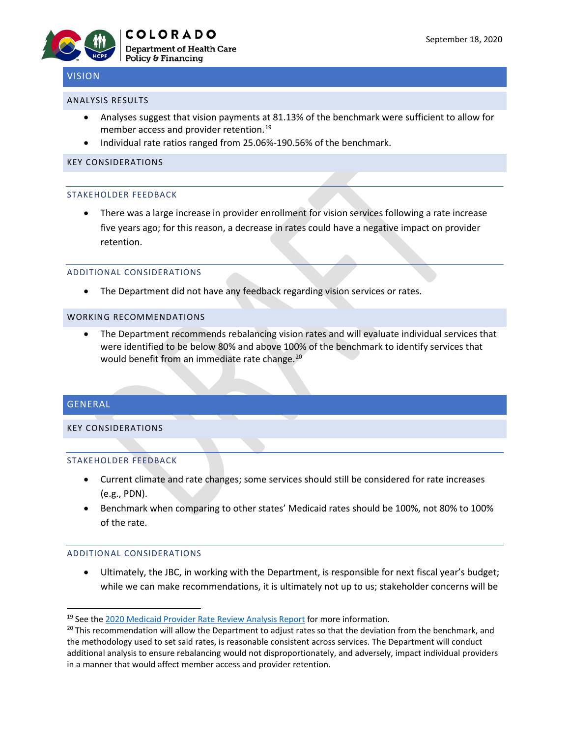## VISION

### ANALYSIS RESULTS

- Analyses suggest that vision payments at 81.13% of the benchmark were sufficient to allow for member access and provider retention.[19]
- Individual rate ratios ranged from 25.06%-190.56% of the benchmark.

### KEY CONSIDERATIONS

#### STAKEHOLDER FEEDBACK

- There was a large increase in provider enrollment for vision services following a rate increase five years ago; for this reason, a decrease in rates could have a negative impact on provider retention.

#### ADDITIONAL CONSIDERATIONS

- The Department did not have any feedback regarding vision services or rates.

### WORKING RECOMMENDATIONS

- The Department recommends rebalancing vision rates and will evaluate individual services that were identified to be below 80% and above 100% of the benchmark to identify services that would benefit from an immediate rate change.[20]

## GENERAL

### KEY CONSIDERATIONS

#### STAKEHOLDER FEEDBACK

- Current climate and rate changes; some services should still be considered for rate increases (e.g., PDN).
- Benchmark when comparing to other states' Medicaid rates should be 100%, not 80% to 100% of the rate.

#### ADDITIONAL CONSIDERATIONS

- Ultimately, the JBC, in working with the Department, is responsible for next fiscal year's budget; while we can make recommendations, it is ultimately not up to us; stakeholder concerns will be

---

[19] See the 2020 Medicaid Provider Rate Review Analysis Report for more information.

[20] This recommendation will allow the Department to adjust rates so that the deviation from the benchmark, and the methodology used to set said rates, is reasonable consistent across services. The Department will conduct additional analysis to ensure rebalancing would not disproportionately, and adversely, impact individual providers in a manner that would affect member access and provider retention.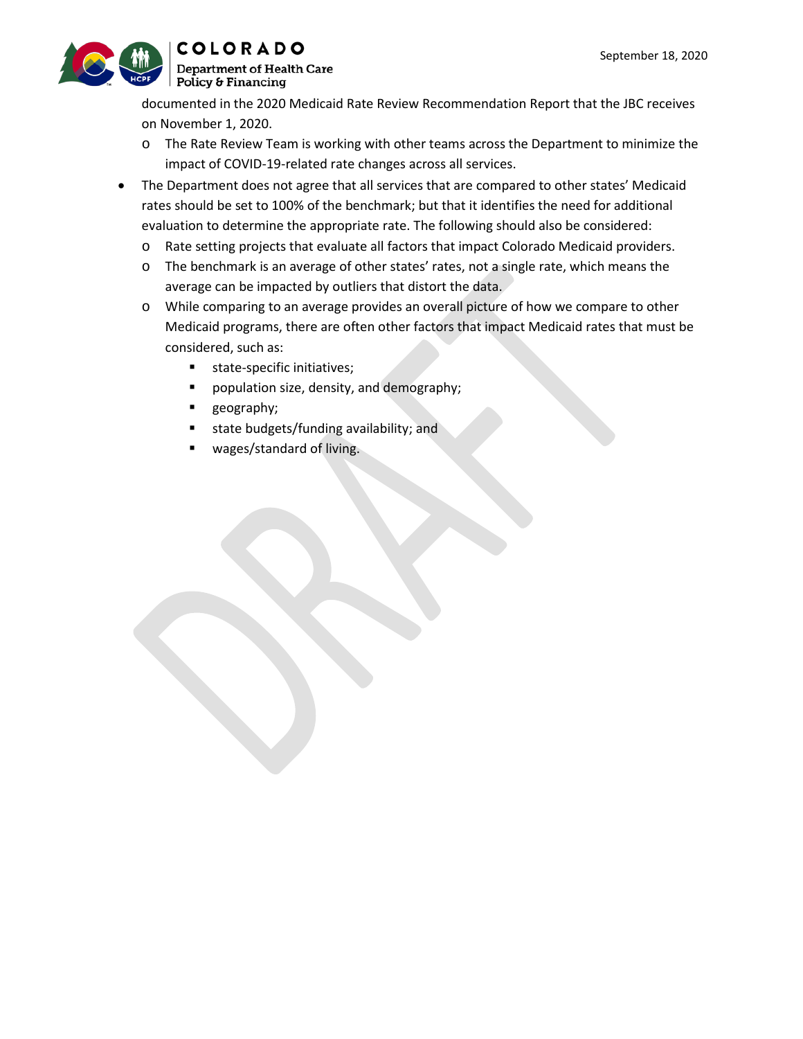documented in the 2020 Medicaid Rate Review Recommendation Report that the JBC receives on November 1, 2020.

  - The Rate Review Team is working with other teams across the Department to minimize the impact of COVID-19-related rate changes across all services.

- The Department does not agree that all services that are compared to other states' Medicaid rates should be set to 100% of the benchmark; but that it identifies the need for additional evaluation to determine the appropriate rate. The following should also be considered:
  - Rate setting projects that evaluate all factors that impact Colorado Medicaid providers.
  - The benchmark is an average of other states' rates, not a single rate, which means the average can be impacted by outliers that distort the data.
  - While comparing to an average provides an overall picture of how we compare to other Medicaid programs, there are often other factors that impact Medicaid rates that must be considered, such as:
    - state-specific initiatives;
    - population size, density, and demography;
    - geography;
    - state budgets/funding availability; and
    - wages/standard of living.